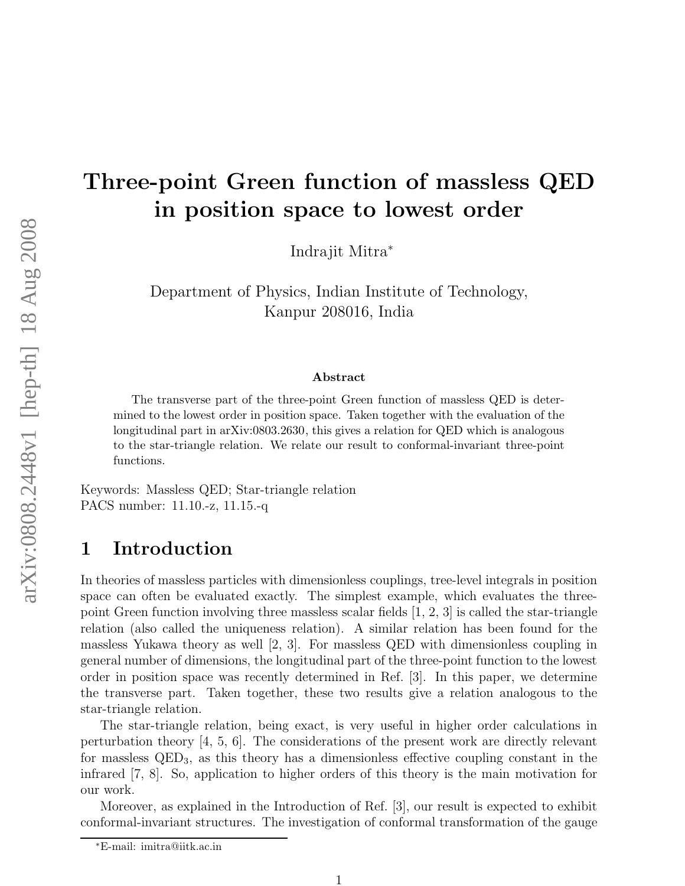# Three-point Green function of massless QED in position space to lowest order

Indrajit Mitra*

Department of Physics, Indian Institute of Technology,
Kanpur 208016, India

**Abstract**

The transverse part of the three-point Green function of massless QED is determined to the lowest order in position space. Taken together with the evaluation of the longitudinal part in arXiv:0803.2630, this gives a relation for QED which is analogous to the star-triangle relation. We relate our result to conformal-invariant three-point functions.

Keywords: Massless QED; Star-triangle relation
PACS number: 11.10.-z, 11.15.-q

## 1 Introduction

In theories of massless particles with dimensionless couplings, tree-level integrals in position space can often be evaluated exactly. The simplest example, which evaluates the three-point Green function involving three massless scalar fields [1, 2, 3] is called the star-triangle relation (also called the uniqueness relation). A similar relation has been found for the massless Yukawa theory as well [2, 3]. For massless QED with dimensionless coupling in general number of dimensions, the longitudinal part of the three-point function to the lowest order in position space was recently determined in Ref. [3]. In this paper, we determine the transverse part. Taken together, these two results give a relation analogous to the star-triangle relation.

The star-triangle relation, being exact, is very useful in higher order calculations in perturbation theory [4, 5, 6]. The considerations of the present work are directly relevant for massless $\text{QED}_3$, as this theory has a dimensionless effective coupling constant in the infrared [7, 8]. So, application to higher orders of this theory is the main motivation for our work.

Moreover, as explained in the Introduction of Ref. [3], our result is expected to exhibit conformal-invariant structures. The investigation of conformal transformation of the gauge

*E-mail: imitra@iitk.ac.in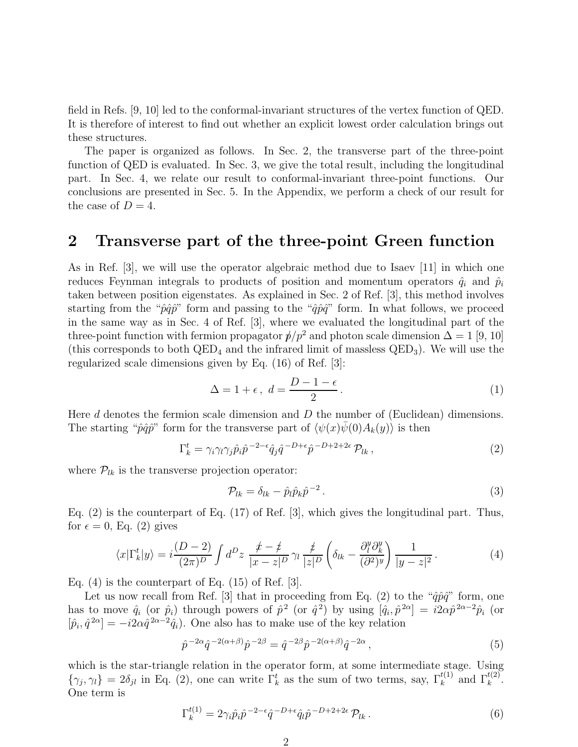field in Refs. [9, 10] led to the conformal-invariant structures of the vertex function of QED. It is therefore of interest to find out whether an explicit lowest order calculation brings out these structures.

The paper is organized as follows. In Sec. 2, the transverse part of the three-point function of QED is evaluated. In Sec. 3, we give the total result, including the longitudinal part. In Sec. 4, we relate our result to conformal-invariant three-point functions. Our conclusions are presented in Sec. 5. In the Appendix, we perform a check of our result for the case of $D = 4$.

## 2 Transverse part of the three-point Green function

As in Ref. [3], we will use the operator algebraic method due to Isaev [11] in which one reduces Feynman integrals to products of position and momentum operators $\hat{q}_i$ and $\hat{p}_i$ taken between position eigenstates. As explained in Sec. 2 of Ref. [3], this method involves starting from the "$\hat{p}\hat{q}\hat{p}$" form and passing to the "$\hat{q}\hat{p}\hat{q}$" form. In what follows, we proceed in the same way as in Sec. 4 of Ref. [3], where we evaluated the longitudinal part of the three-point function with fermion propagator $\not{p}/p^2$ and photon scale dimension $\Delta = 1$ [9, 10] (this corresponds to both QED$_4$ and the infrared limit of massless QED$_3$). We will use the regularized scale dimensions given by Eq. (16) of Ref. [3]:

$$\Delta = 1 + \epsilon \,, \; d = \frac{D - 1 - \epsilon}{2} \,. \tag{1}$$

Here $d$ denotes the fermion scale dimension and $D$ the number of (Euclidean) dimensions. The starting "$\hat{p}\hat{q}\hat{p}$" form for the transverse part of $\langle \psi(x)\bar{\psi}(0)A_k(y)\rangle$ is then

$$\Gamma^t_k = \gamma_i \gamma_l \gamma_j \hat{p}_i \hat{p}^{\,-2-\epsilon} \hat{q}_j \hat{q}^{\,-D+\epsilon} \hat{p}^{\,-D+2+2\epsilon} \, \mathcal{P}_{lk} \,, \tag{2}$$

where $\mathcal{P}_{lk}$ is the transverse projection operator:

$$\mathcal{P}_{lk} = \delta_{lk} - \hat{p}_l \hat{p}_k \hat{p}^{-2} \,. \tag{3}$$

Eq. (2) is the counterpart of Eq. (17) of Ref. [3], which gives the longitudinal part. Thus, for $\epsilon = 0$, Eq. (2) gives

$$\langle x|\Gamma^t_k|y\rangle = i\frac{(D-2)}{(2\pi)^D} \int d^D z \; \frac{\not{x} - \not{z}}{|x-z|^D} \, \gamma_l \, \frac{\not{z}}{|z|^D} \left( \delta_{lk} - \frac{\partial^y_l \partial^y_k}{(\partial^2)^y} \right) \frac{1}{|y-z|^2} \,. \tag{4}$$

Eq. (4) is the counterpart of Eq. (15) of Ref. [3].

Let us now recall from Ref. [3] that in proceeding from Eq. (2) to the "$\hat{q}\hat{p}\hat{q}$" form, one has to move $\hat{q}_i$ (or $\hat{p}_i$) through powers of $\hat{p}^2$ (or $\hat{q}^2$) by using $[\hat{q}_i, \hat{p}^{\,2\alpha}] = i2\alpha \hat{p}^{\,2\alpha-2}\hat{p}_i$ (or $[\hat{p}_i, \hat{q}^{\,2\alpha}] = -i2\alpha \hat{q}^{\,2\alpha-2}\hat{q}_i$). One also has to make use of the key relation

$$\hat{p}^{\,-2\alpha} \hat{q}^{\,-2(\alpha+\beta)} \hat{p}^{\,-2\beta} = \hat{q}^{\,-2\beta} \hat{p}^{\,-2(\alpha+\beta)} \hat{q}^{\,-2\alpha} \,, \tag{5}$$

which is the star-triangle relation in the operator form, at some intermediate stage. Using $\{\gamma_j, \gamma_l\} = 2\delta_{jl}$ in Eq. (2), one can write $\Gamma^t_k$ as the sum of two terms, say, $\Gamma^{t(1)}_k$ and $\Gamma^{t(2)}_k$. One term is

$$\Gamma^{t(1)}_k = 2\gamma_i \hat{p}_i \hat{p}^{\,-2-\epsilon} \hat{q}^{\,-D+\epsilon} \hat{q}_l \hat{p}^{\,-D+2+2\epsilon} \, \mathcal{P}_{lk} \,. \tag{6}$$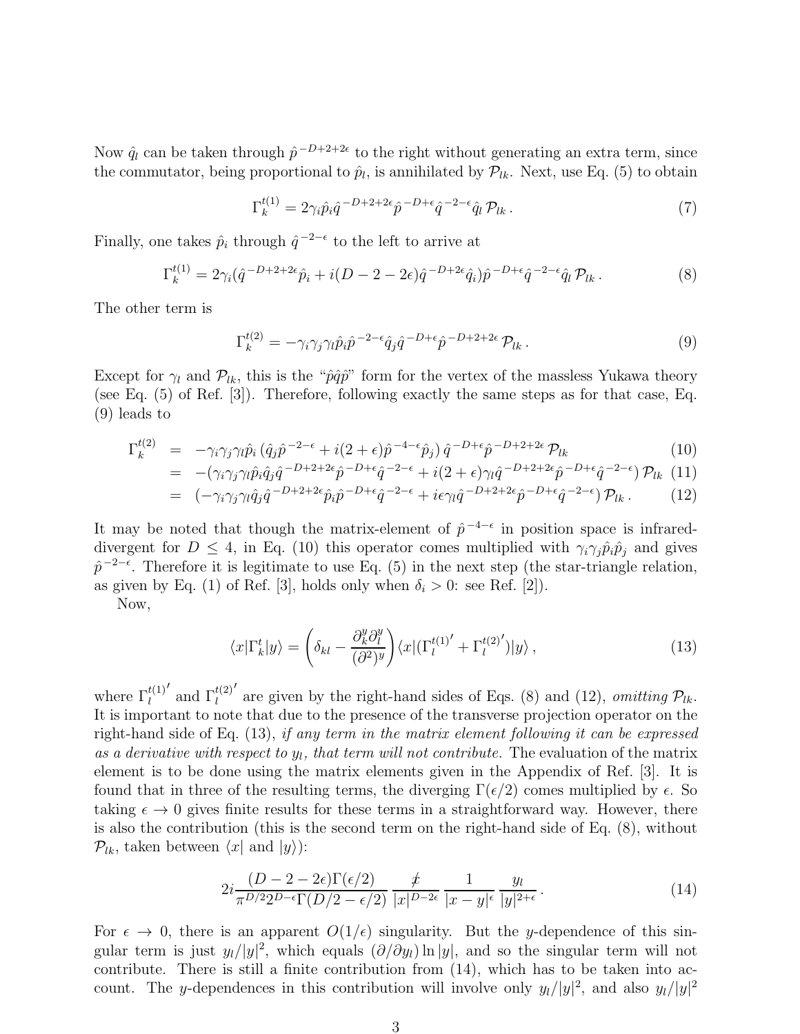Now $\hat{q}_l$ can be taken through $\hat{p}^{-D+2+2\epsilon}$ to the right without generating an extra term, since the commutator, being proportional to $\hat{p}_l$, is annihilated by $\mathcal{P}_{lk}$. Next, use Eq. (5) to obtain

$$\Gamma_k^{t(1)} = 2\gamma_i \hat{p}_i \hat{q}^{-D+2+2\epsilon} \hat{p}^{-D+\epsilon} \hat{q}^{-2-\epsilon} \hat{q}_l \, \mathcal{P}_{lk} \,. \tag{7}$$

Finally, one takes $\hat{p}_i$ through $\hat{q}^{-2-\epsilon}$ to the left to arrive at

$$\Gamma_k^{t(1)} = 2\gamma_i (\hat{q}^{-D+2+2\epsilon} \hat{p}_i + i(D-2-2\epsilon) \hat{q}^{-D+2\epsilon} \hat{q}_i) \hat{p}^{-D+\epsilon} \hat{q}^{-2-\epsilon} \hat{q}_l \, \mathcal{P}_{lk} \,. \tag{8}$$

The other term is

$$\Gamma_k^{t(2)} = -\gamma_i \gamma_j \gamma_l \hat{p}_i \hat{p}^{-2-\epsilon} \hat{q}_j \hat{q}^{-D+\epsilon} \hat{p}^{-D+2+2\epsilon} \, \mathcal{P}_{lk} \,. \tag{9}$$

Except for $\gamma_l$ and $\mathcal{P}_{lk}$, this is the "$\hat{p}\hat{q}\hat{p}$" form for the vertex of the massless Yukawa theory (see Eq. (5) of Ref. [3]). Therefore, following exactly the same steps as for that case, Eq. (9) leads to

$$\begin{aligned}
\Gamma_k^{t(2)} &= -\gamma_i \gamma_j \gamma_l \hat{p}_i \left( \hat{q}_j \hat{p}^{-2-\epsilon} + i(2+\epsilon) \hat{p}^{-4-\epsilon} \hat{p}_j \right) \hat{q}^{-D+\epsilon} \hat{p}^{-D+2+2\epsilon} \, \mathcal{P}_{lk} && (10) \\
&= -(\gamma_i \gamma_j \gamma_l \hat{p}_i \hat{q}_j \hat{q}^{-D+2+2\epsilon} \hat{p}^{-D+\epsilon} \hat{q}^{-2-\epsilon} + i(2+\epsilon) \gamma_l \hat{q}^{-D+2+2\epsilon} \hat{p}^{-D+\epsilon} \hat{q}^{-2-\epsilon}) \, \mathcal{P}_{lk} && (11) \\
&= (-\gamma_i \gamma_j \gamma_l \hat{q}_j \hat{q}^{-D+2+2\epsilon} \hat{p}_i \hat{p}^{-D+\epsilon} \hat{q}^{-2-\epsilon} + i\epsilon \gamma_l \hat{q}^{-D+2+2\epsilon} \hat{p}^{-D+\epsilon} \hat{q}^{-2-\epsilon}) \, \mathcal{P}_{lk} \,. && (12)
\end{aligned}$$

It may be noted that though the matrix-element of $\hat{p}^{-4-\epsilon}$ in position space is infrared-divergent for $D \leq 4$, in Eq. (10) this operator comes multiplied with $\gamma_i \gamma_j \hat{p}_i \hat{p}_j$ and gives $\hat{p}^{-2-\epsilon}$. Therefore it is legitimate to use Eq. (5) in the next step (the star-triangle relation, as given by Eq. (1) of Ref. [3], holds only when $\delta_i > 0$: see Ref. [2]).

Now,

$$\langle x | \Gamma_k^t | y \rangle = \left( \delta_{kl} - \frac{\partial_k^y \partial_l^y}{(\partial^2)^y} \right) \langle x | ({\Gamma_l^{t(1)}}' + {\Gamma_l^{t(2)}}') | y \rangle \,, \tag{13}$$

where ${\Gamma_l^{t(1)}}'$ and ${\Gamma_l^{t(2)}}'$ are given by the right-hand sides of Eqs. (8) and (12), *omitting* $\mathcal{P}_{lk}$. It is important to note that due to the presence of the transverse projection operator on the right-hand side of Eq. (13), *if any term in the matrix element following it can be expressed as a derivative with respect to* $y_l$*, that term will not contribute.* The evaluation of the matrix element is to be done using the matrix elements given in the Appendix of Ref. [3]. It is found that in three of the resulting terms, the diverging $\Gamma(\epsilon/2)$ comes multiplied by $\epsilon$. So taking $\epsilon \to 0$ gives finite results for these terms in a straightforward way. However, there is also the contribution (this is the second term on the right-hand side of Eq. (8), without $\mathcal{P}_{lk}$, taken between $\langle x|$ and $|y\rangle$):

$$2i \frac{(D-2-2\epsilon)\Gamma(\epsilon/2)}{\pi^{D/2} 2^{D-\epsilon} \Gamma(D/2 - \epsilon/2)} \frac{\not{x}}{|x|^{D-2\epsilon}} \frac{1}{|x-y|^{\epsilon}} \frac{y_l}{|y|^{2+\epsilon}} \,. \tag{14}$$

For $\epsilon \to 0$, there is an apparent $O(1/\epsilon)$ singularity. But the $y$-dependence of this singular term is just $y_l/|y|^2$, which equals $(\partial/\partial y_l) \ln |y|$, and so the singular term will not contribute. There is still a finite contribution from (14), which has to be taken into account. The $y$-dependences in this contribution will involve only $y_l/|y|^2$, and also $y_l/|y|^2$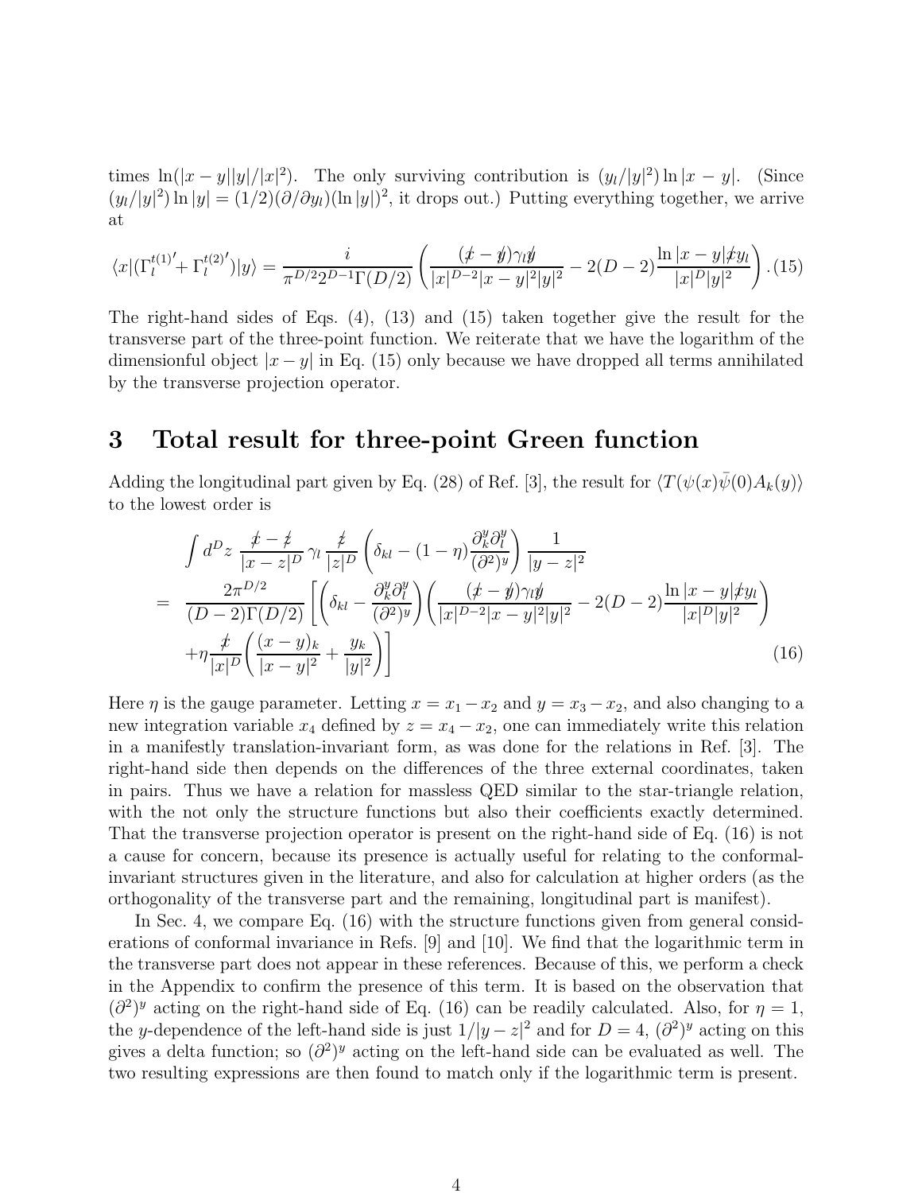times $\ln(|x-y||y|/|x|^2)$. The only surviving contribution is $(y_l/|y|^2)\ln|x-y|$. (Since $(y_l/|y|^2)\ln|y| = (1/2)(\partial/\partial y_l)(\ln|y|)^2$, it drops out.) Putting everything together, we arrive at

$$\langle x|({\Gamma_l^{t(1)}}' + {\Gamma_l^{t(2)}}')|y\rangle = \frac{i}{\pi^{D/2}2^{D-1}\Gamma(D/2)}\left(\frac{(\not{x}-\not{y})\gamma_l\not{y}}{|x|^{D-2}|x-y|^2|y|^2} - 2(D-2)\frac{\ln|x-y|\not{x}y_l}{|x|^D|y|^2}\right). \quad (15)$$

The right-hand sides of Eqs. (4), (13) and (15) taken together give the result for the transverse part of the three-point function. We reiterate that we have the logarithm of the dimensionful object $|x-y|$ in Eq. (15) only because we have dropped all terms annihilated by the transverse projection operator.

# 3 Total result for three-point Green function

Adding the longitudinal part given by Eq. (28) of Ref. [3], the result for $\langle T(\psi(x)\bar{\psi}(0)A_k(y)\rangle$ to the lowest order is

$$\begin{aligned}
&\int d^Dz\, \frac{\not{x}-\not{z}}{|x-z|^D}\,\gamma_l\,\frac{\not{z}}{|z|^D}\left(\delta_{kl} - (1-\eta)\frac{\partial_k^y\partial_l^y}{(\partial^2)^y}\right)\frac{1}{|y-z|^2} \\
=\;& \frac{2\pi^{D/2}}{(D-2)\Gamma(D/2)}\left[\left(\delta_{kl} - \frac{\partial_k^y\partial_l^y}{(\partial^2)^y}\right)\left(\frac{(\not{x}-\not{y})\gamma_l\not{y}}{|x|^{D-2}|x-y|^2|y|^2} - 2(D-2)\frac{\ln|x-y|\not{x}y_l}{|x|^D|y|^2}\right)\right. \\
&\left. + \eta\frac{\not{x}}{|x|^D}\left(\frac{(x-y)_k}{|x-y|^2} + \frac{y_k}{|y|^2}\right)\right]
\end{aligned} \quad (16)$$

Here $\eta$ is the gauge parameter. Letting $x = x_1 - x_2$ and $y = x_3 - x_2$, and also changing to a new integration variable $x_4$ defined by $z = x_4 - x_2$, one can immediately write this relation in a manifestly translation-invariant form, as was done for the relations in Ref. [3]. The right-hand side then depends on the differences of the three external coordinates, taken in pairs. Thus we have a relation for massless QED similar to the star-triangle relation, with the not only the structure functions but also their coefficients exactly determined. That the transverse projection operator is present on the right-hand side of Eq. (16) is not a cause for concern, because its presence is actually useful for relating to the conformal-invariant structures given in the literature, and also for calculation at higher orders (as the orthogonality of the transverse part and the remaining, longitudinal part is manifest).

In Sec. 4, we compare Eq. (16) with the structure functions given from general considerations of conformal invariance in Refs. [9] and [10]. We find that the logarithmic term in the transverse part does not appear in these references. Because of this, we perform a check in the Appendix to confirm the presence of this term. It is based on the observation that $(\partial^2)^y$ acting on the right-hand side of Eq. (16) can be readily calculated. Also, for $\eta = 1$, the $y$-dependence of the left-hand side is just $1/|y-z|^2$ and for $D = 4$, $(\partial^2)^y$ acting on this gives a delta function; so $(\partial^2)^y$ acting on the left-hand side can be evaluated as well. The two resulting expressions are then found to match only if the logarithmic term is present.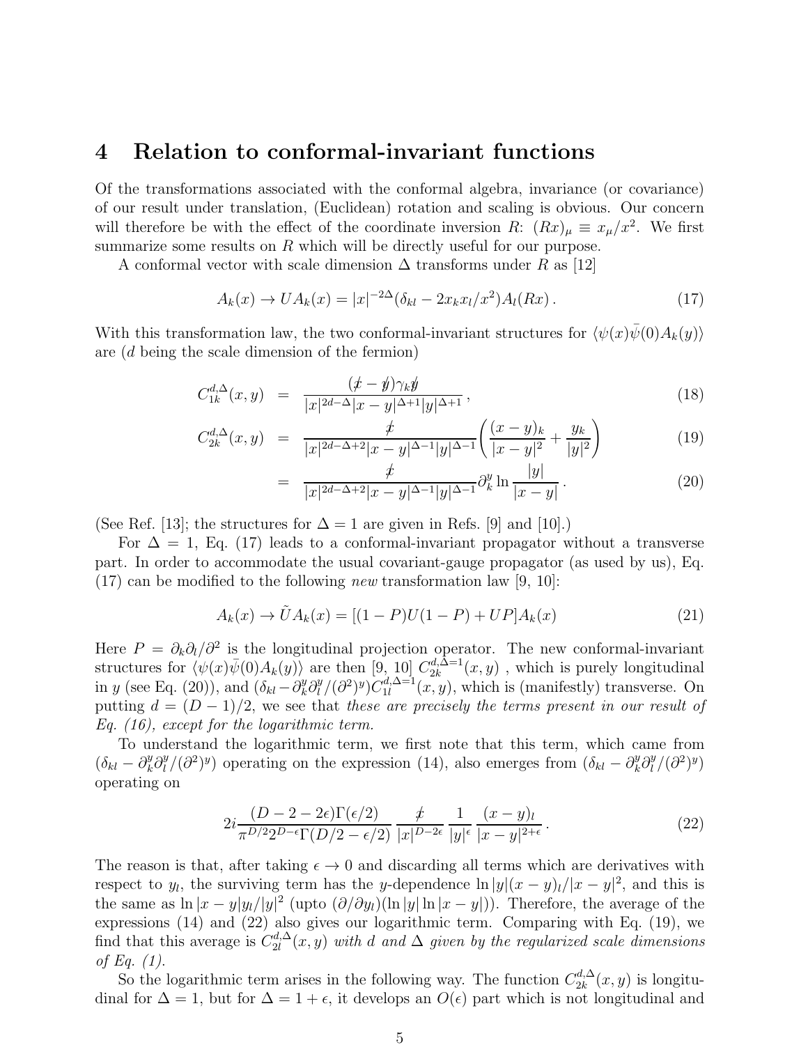## 4 Relation to conformal-invariant functions

Of the transformations associated with the conformal algebra, invariance (or covariance) of our result under translation, (Euclidean) rotation and scaling is obvious. Our concern will therefore be with the effect of the coordinate inversion $R$: $(Rx)_\mu \equiv x_\mu/x^2$. We first summarize some results on $R$ which will be directly useful for our purpose.

A conformal vector with scale dimension $\Delta$ transforms under $R$ as [12]

$$A_k(x) \to UA_k(x) = |x|^{-2\Delta}(\delta_{kl} - 2x_k x_l/x^2)A_l(Rx)\,. \tag{17}$$

With this transformation law, the two conformal-invariant structures for $\langle\psi(x)\bar{\psi}(0)A_k(y)\rangle$ are ($d$ being the scale dimension of the fermion)

$$C_{1k}^{d,\Delta}(x,y) = \frac{(\not{x}-\not{y})\gamma_k\not{y}}{|x|^{2d-\Delta}|x-y|^{\Delta+1}|y|^{\Delta+1}}\,, \tag{18}$$

$$C_{2k}^{d,\Delta}(x,y) = \frac{\not{x}}{|x|^{2d-\Delta+2}|x-y|^{\Delta-1}|y|^{\Delta-1}}\left(\frac{(x-y)_k}{|x-y|^2}+\frac{y_k}{|y|^2}\right) \tag{19}$$

$$= \frac{\not{x}}{|x|^{2d-\Delta+2}|x-y|^{\Delta-1}|y|^{\Delta-1}}\partial_k^y \ln\frac{|y|}{|x-y|}\,. \tag{20}$$

(See Ref. [13]; the structures for $\Delta = 1$ are given in Refs. [9] and [10].)

For $\Delta = 1$, Eq. (17) leads to a conformal-invariant propagator without a transverse part. In order to accommodate the usual covariant-gauge propagator (as used by us), Eq. (17) can be modified to the following *new* transformation law [9, 10]:

$$A_k(x) \to \tilde{U}A_k(x) = [(1-P)U(1-P) + UP]A_k(x) \tag{21}$$

Here $P = \partial_k\partial_l/\partial^2$ is the longitudinal projection operator. The new conformal-invariant structures for $\langle\psi(x)\bar{\psi}(0)A_k(y)\rangle$ are then [9, 10] $C_{2k}^{d,\Delta=1}(x,y)$ , which is purely longitudinal in $y$ (see Eq. (20)), and $(\delta_{kl} - \partial_k^y\partial_l^y/(\partial^2)^y)C_{1l}^{d,\Delta=1}(x,y)$, which is (manifestly) transverse. On putting $d = (D-1)/2$, we see that *these are precisely the terms present in our result of Eq. (16), except for the logarithmic term.*

To understand the logarithmic term, we first note that this term, which came from $(\delta_{kl} - \partial_k^y\partial_l^y/(\partial^2)^y)$ operating on the expression (14), also emerges from $(\delta_{kl} - \partial_k^y\partial_l^y/(\partial^2)^y)$ operating on

$$2i\frac{(D-2-2\epsilon)\Gamma(\epsilon/2)}{\pi^{D/2}2^{D-\epsilon}\Gamma(D/2-\epsilon/2)}\,\frac{\not{x}}{|x|^{D-2\epsilon}}\,\frac{1}{|y|^\epsilon}\,\frac{(x-y)_l}{|x-y|^{2+\epsilon}}\,. \tag{22}$$

The reason is that, after taking $\epsilon \to 0$ and discarding all terms which are derivatives with respect to $y_l$, the surviving term has the $y$-dependence $\ln|y|(x-y)_l/|x-y|^2$, and this is the same as $\ln|x-y|y_l/|y|^2$ (upto $(\partial/\partial y_l)(\ln|y|\ln|x-y|)$). Therefore, the average of the expressions (14) and (22) also gives our logarithmic term. Comparing with Eq. (19), we find that this average is $C_{2l}^{d,\Delta}(x,y)$ *with $d$ and $\Delta$ given by the regularized scale dimensions of Eq. (1).*

So the logarithmic term arises in the following way. The function $C_{2k}^{d,\Delta}(x,y)$ is longitudinal for $\Delta = 1$, but for $\Delta = 1+\epsilon$, it develops an $O(\epsilon)$ part which is not longitudinal and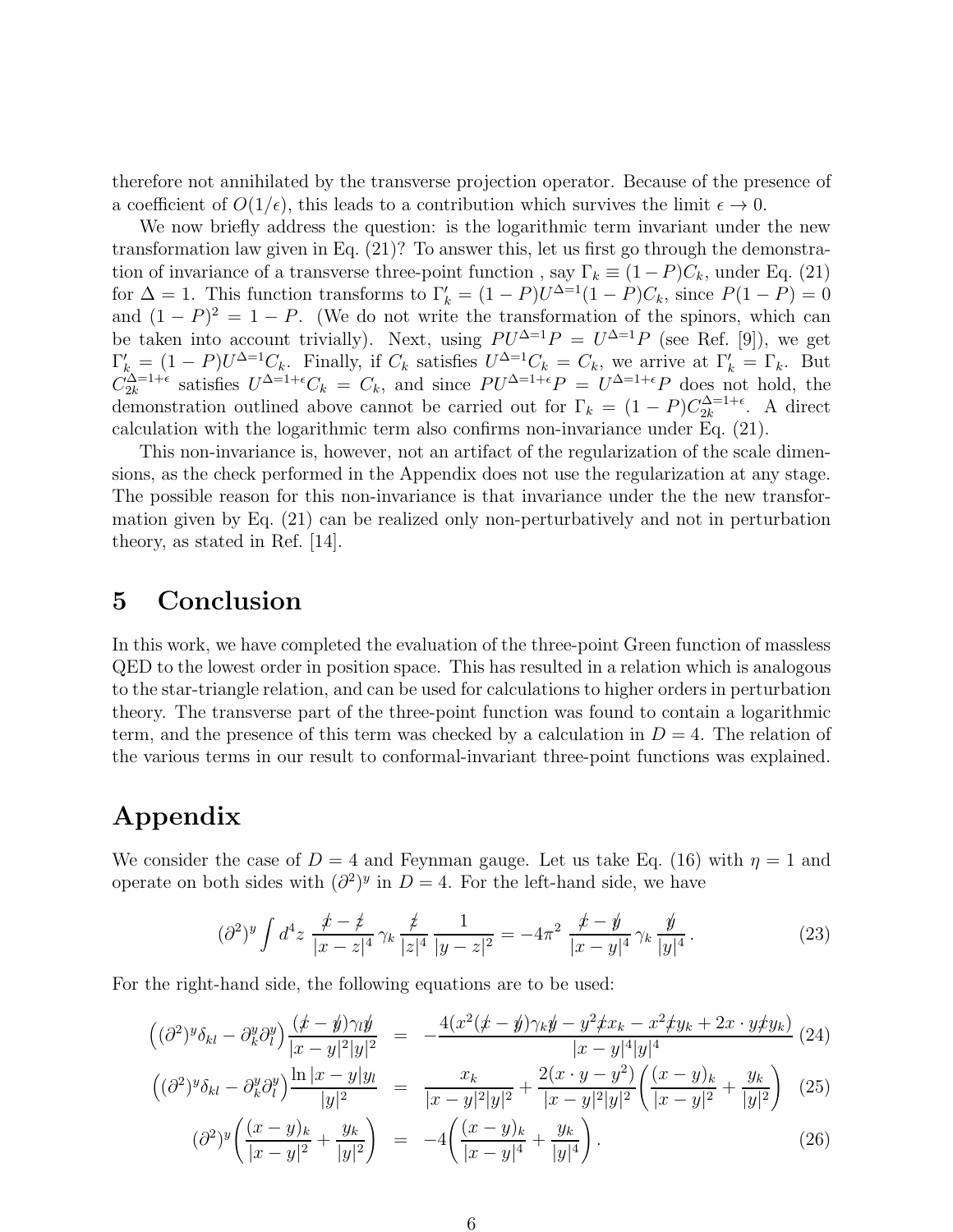therefore not annihilated by the transverse projection operator. Because of the presence of a coefficient of $O(1/\epsilon)$, this leads to a contribution which survives the limit $\epsilon \to 0$.

We now briefly address the question: is the logarithmic term invariant under the new transformation law given in Eq. (21)? To answer this, let us first go through the demonstration of invariance of a transverse three-point function , say $\Gamma_k \equiv (1-P)C_k$, under Eq. (21) for $\Delta = 1$. This function transforms to $\Gamma'_k = (1-P)U^{\Delta=1}(1-P)C_k$, since $P(1-P) = 0$ and $(1-P)^2 = 1-P$. (We do not write the transformation of the spinors, which can be taken into account trivially). Next, using $PU^{\Delta=1}P = U^{\Delta=1}P$ (see Ref. [9]), we get $\Gamma'_k = (1-P)U^{\Delta=1}C_k$. Finally, if $C_k$ satisfies $U^{\Delta=1}C_k = C_k$, we arrive at $\Gamma'_k = \Gamma_k$. But $C_{2k}^{\Delta=1+\epsilon}$ satisfies $U^{\Delta=1+\epsilon}C_k = C_k$, and since $PU^{\Delta=1+\epsilon}P = U^{\Delta=1+\epsilon}P$ does not hold, the demonstration outlined above cannot be carried out for $\Gamma_k = (1-P)C_{2k}^{\Delta=1+\epsilon}$. A direct calculation with the logarithmic term also confirms non-invariance under Eq. (21).

This non-invariance is, however, not an artifact of the regularization of the scale dimensions, as the check performed in the Appendix does not use the regularization at any stage. The possible reason for this non-invariance is that invariance under the the new transformation given by Eq. (21) can be realized only non-perturbatively and not in perturbation theory, as stated in Ref. [14].

## 5 Conclusion

In this work, we have completed the evaluation of the three-point Green function of massless QED to the lowest order in position space. This has resulted in a relation which is analogous to the star-triangle relation, and can be used for calculations to higher orders in perturbation theory. The transverse part of the three-point function was found to contain a logarithmic term, and the presence of this term was checked by a calculation in $D = 4$. The relation of the various terms in our result to conformal-invariant three-point functions was explained.

## Appendix

We consider the case of $D = 4$ and Feynman gauge. Let us take Eq. (16) with $\eta = 1$ and operate on both sides with $(\partial^2)^y$ in $D = 4$. For the left-hand side, we have

$$(\partial^2)^y \int d^4z \, \frac{\not{x} - \not{z}}{|x-z|^4} \, \gamma_k \, \frac{\not{z}}{|z|^4} \, \frac{1}{|y-z|^2} = -4\pi^2 \, \frac{\not{x} - \not{y}}{|x-y|^4} \, \gamma_k \, \frac{\not{y}}{|y|^4} \, . \tag{23}$$

For the right-hand side, the following equations are to be used:

$$\Big((\partial^2)^y \delta_{kl} - \partial^y_k \partial^y_l\Big) \frac{(\not{x} - \not{y})\gamma_l \not{y}}{|x-y|^2|y|^2} = -\frac{4(x^2(\not{x} - \not{y})\gamma_k \not{y} - y^2 \not{x} x_k - x^2 \not{x} y_k + 2x\cdot y \not{x} y_k)}{|x-y|^4|y|^4} \tag{24}$$

$$\Big((\partial^2)^y \delta_{kl} - \partial^y_k \partial^y_l\Big) \frac{\ln|x-y| y_l}{|y|^2} = \frac{x_k}{|x-y|^2|y|^2} + \frac{2(x\cdot y - y^2)}{|x-y|^2|y|^2}\bigg(\frac{(x-y)_k}{|x-y|^2} + \frac{y_k}{|y|^2}\bigg) \tag{25}$$

$$(\partial^2)^y \bigg(\frac{(x-y)_k}{|x-y|^2} + \frac{y_k}{|y|^2}\bigg) = -4\bigg(\frac{(x-y)_k}{|x-y|^4} + \frac{y_k}{|y|^4}\bigg) . \tag{26}$$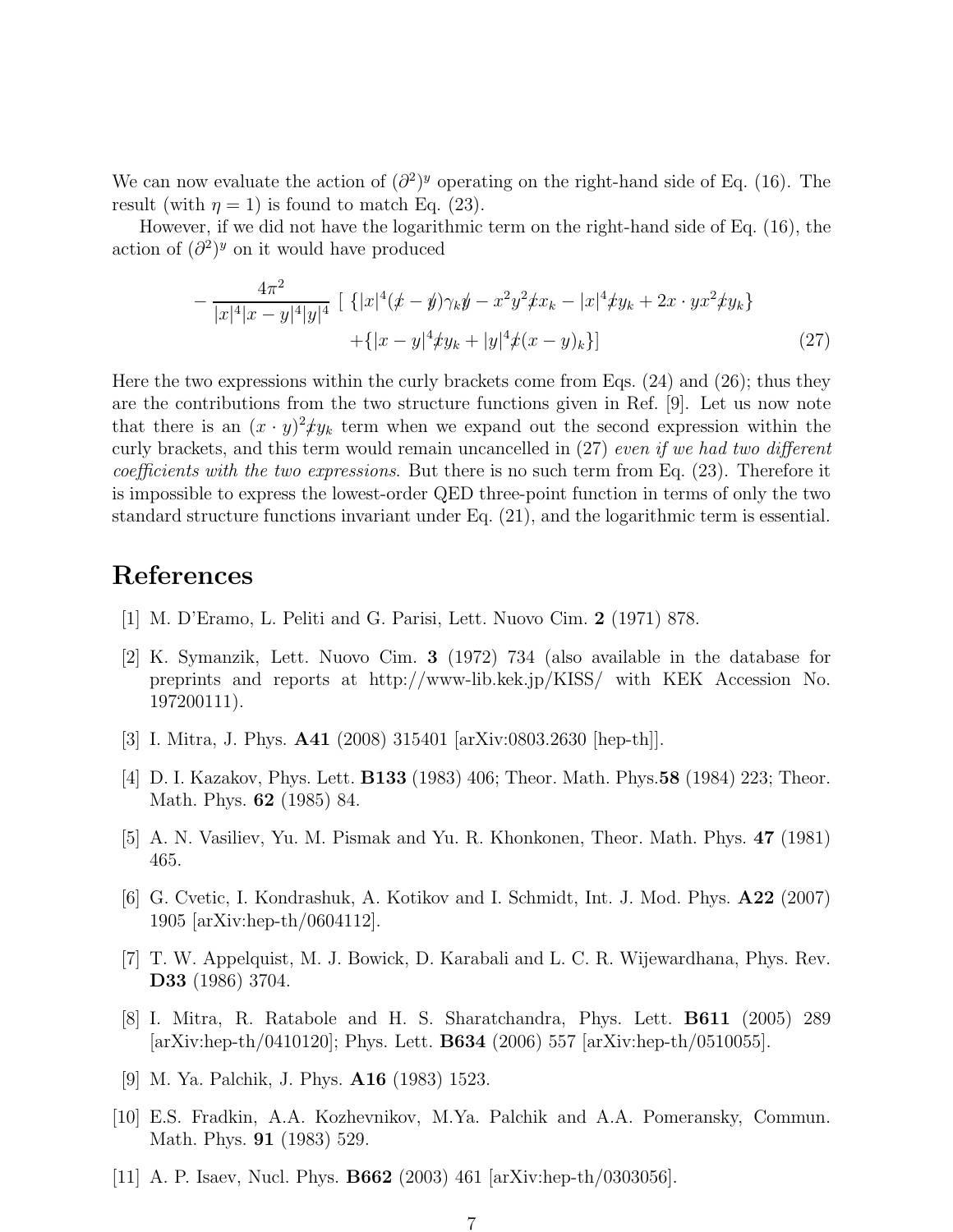We can now evaluate the action of $(\partial^2)^y$ operating on the right-hand side of Eq. (16). The result (with $\eta = 1$) is found to match Eq. (23).

However, if we did not have the logarithmic term on the right-hand side of Eq. (16), the action of $(\partial^2)^y$ on it would have produced

$$
\begin{aligned}
-\frac{4\pi^2}{|x|^4|x-y|^4|y|^4} \; [ \; \{|x|^4(\not{x}-\not{y})\gamma_k\not{y} - x^2y^2\not{x}x_k - |x|^4\not{x}y_k + 2x\cdot y x^2\not{x}y_k\} \\
+\{|x-y|^4\not{x}y_k + |y|^4\not{x}(x-y)_k\}] \qquad (27)
\end{aligned}
$$

Here the two expressions within the curly brackets come from Eqs. (24) and (26); thus they are the contributions from the two structure functions given in Ref. [9]. Let us now note that there is an $(x\cdot y)^2\not{x}y_k$ term when we expand out the second expression within the curly brackets, and this term would remain uncancelled in (27) *even if we had two different coefficients with the two expressions*. But there is no such term from Eq. (23). Therefore it is impossible to express the lowest-order QED three-point function in terms of only the two standard structure functions invariant under Eq. (21), and the logarithmic term is essential.

# References

[1] M. D'Eramo, L. Peliti and G. Parisi, Lett. Nuovo Cim. **2** (1971) 878.

[2] K. Symanzik, Lett. Nuovo Cim. **3** (1972) 734 (also available in the database for preprints and reports at http://www-lib.kek.jp/KISS/ with KEK Accession No. 197200111).

[3] I. Mitra, J. Phys. **A41** (2008) 315401 [arXiv:0803.2630 [hep-th]].

[4] D. I. Kazakov, Phys. Lett. **B133** (1983) 406; Theor. Math. Phys.**58** (1984) 223; Theor. Math. Phys. **62** (1985) 84.

[5] A. N. Vasiliev, Yu. M. Pismak and Yu. R. Khonkonen, Theor. Math. Phys. **47** (1981) 465.

[6] G. Cvetic, I. Kondrashuk, A. Kotikov and I. Schmidt, Int. J. Mod. Phys. **A22** (2007) 1905 [arXiv:hep-th/0604112].

[7] T. W. Appelquist, M. J. Bowick, D. Karabali and L. C. R. Wijewardhana, Phys. Rev. **D33** (1986) 3704.

[8] I. Mitra, R. Ratabole and H. S. Sharatchandra, Phys. Lett. **B611** (2005) 289 [arXiv:hep-th/0410120]; Phys. Lett. **B634** (2006) 557 [arXiv:hep-th/0510055].

[9] M. Ya. Palchik, J. Phys. **A16** (1983) 1523.

[10] E.S. Fradkin, A.A. Kozhevnikov, M.Ya. Palchik and A.A. Pomeransky, Commun. Math. Phys. **91** (1983) 529.

[11] A. P. Isaev, Nucl. Phys. **B662** (2003) 461 [arXiv:hep-th/0303056].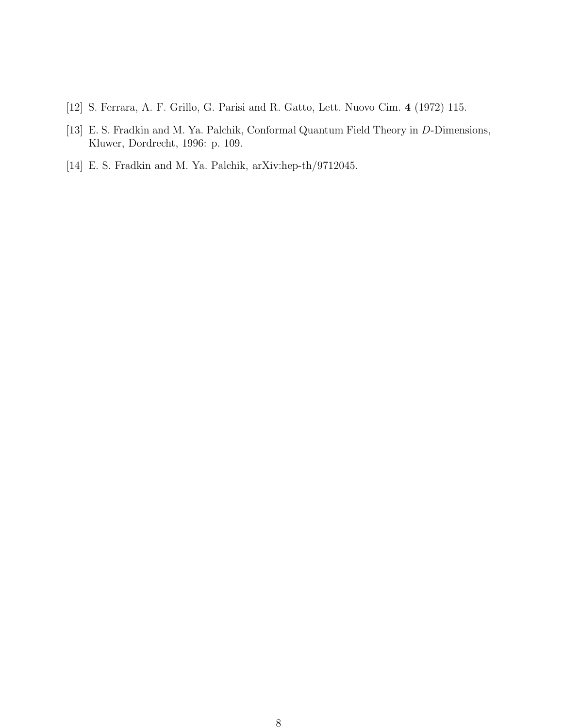[12] S. Ferrara, A. F. Grillo, G. Parisi and R. Gatto, Lett. Nuovo Cim. **4** (1972) 115.

[13] E. S. Fradkin and M. Ya. Palchik, Conformal Quantum Field Theory in *D*-Dimensions, Kluwer, Dordrecht, 1996: p. 109.

[14] E. S. Fradkin and M. Ya. Palchik, arXiv:hep-th/9712045.